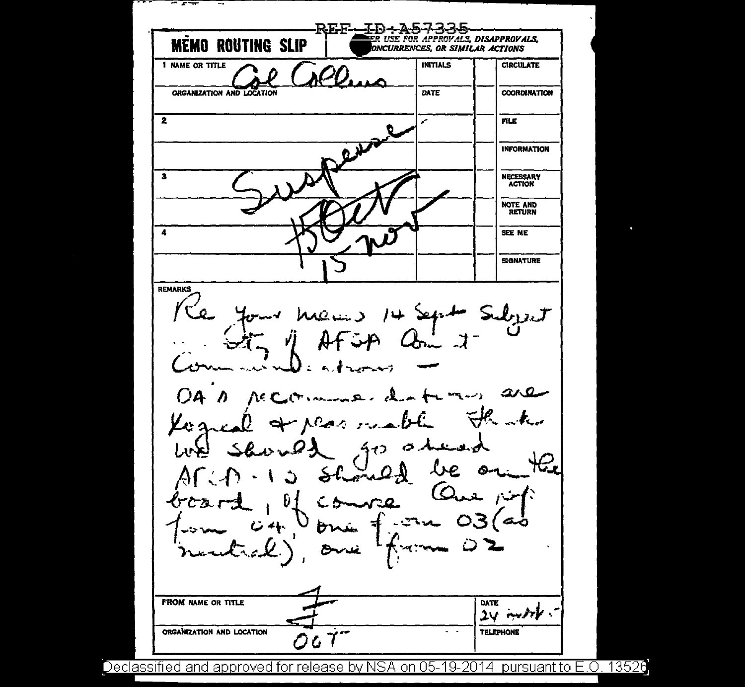REF ID:A57335

**MEMO ROUTING SLIP** | NEVER USE FOR APPROVALS, DISAPPROVALS, CONCURRENCES, OR SIMILAR ACTIONS

| NAME OR TITLE | INITIALS | | |
|---|---|---|---|
| 1 Col Collins | | | CIRCULATE |
| ORGANIZATION AND LOCATION | DATE | | COORDINATION |
| 2 | | | FILE |
| | | | INFORMATION |
| 3 | | | NECESSARY ACTION |
| | | | NOTE AND RETURN |
| 4 | | | SEE ME |
| | | | SIGNATURE |

Suspense ~~15 Oct~~ 15 Nov

REMARKS

Re your memo 14 Sept Subject ... Sty of AFSA Comint Communications —

OA's recommendations are logical & reasonable. Think we should go ahead. AFSA-12 should be on the board, of course. One rep from 04, one from 03 (as neutral), one from 02.

| | |
|---|---|
| FROM NAME OR TITLE: F | DATE: 24 Sept |
| ORGANIZATION AND LOCATION: OOT | TELEPHONE |

Declassified and approved for release by NSA on 05-19-2014 pursuant to E.O. 13526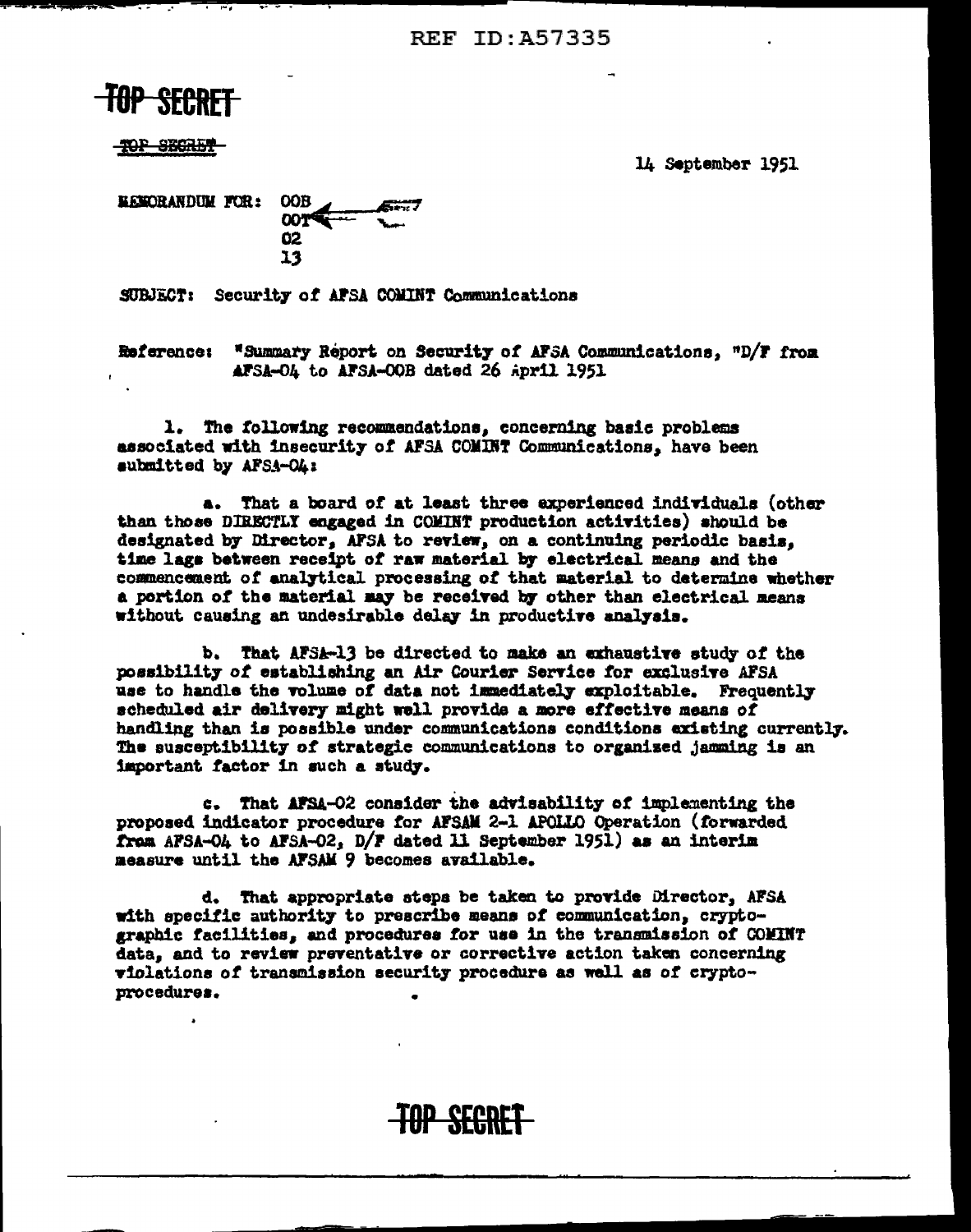REF ID:A57335

TOP SECRET

TOP SECRET

14 September 1951

MEMORANDUM FOR: OOB
OOT
02
13

SUBJECT: Security of AFSA COMINT Communications

Reference: "Summary Report on Security of AFSA Communications, "D/F from AFSA-04 to AFSA-00B dated 26 April 1951

1. The following recommendations, concerning basic problems associated with insecurity of AFSA COMINT Communications, have been submitted by AFSA-04:

a. That a board of at least three experienced individuals (other than those DIRECTLY engaged in COMINT production activities) should be designated by Director, AFSA to review, on a continuing periodic basis, time lags between receipt of raw material by electrical means and the commencement of analytical processing of that material to determine whether a portion of the material may be received by other than electrical means without causing an undesirable delay in productive analysis.

b. That AFSA-13 be directed to make an exhaustive study of the possibility of establishing an Air Courier Service for exclusive AFSA use to handle the volume of data not immediately exploitable. Frequently scheduled air delivery might well provide a more effective means of handling than is possible under communications conditions existing currently. The susceptibility of strategic communications to organized jamming is an important factor in such a study.

c. That AFSA-02 consider the advisability of implementing the proposed indicator procedure for AFSAM 2-1 APOLLO Operation (forwarded from AFSA-04 to AFSA-02, D/F dated 11 September 1951) as an interim measure until the AFSAM 9 becomes available.

d. That appropriate steps be taken to provide Director, AFSA with specific authority to prescribe means of communication, cryptographic facilities, and procedures for use in the transmission of COMINT data, and to review preventative or corrective action taken concerning violations of transmission security procedure as well as of crypto-procedures.

TOP SECRET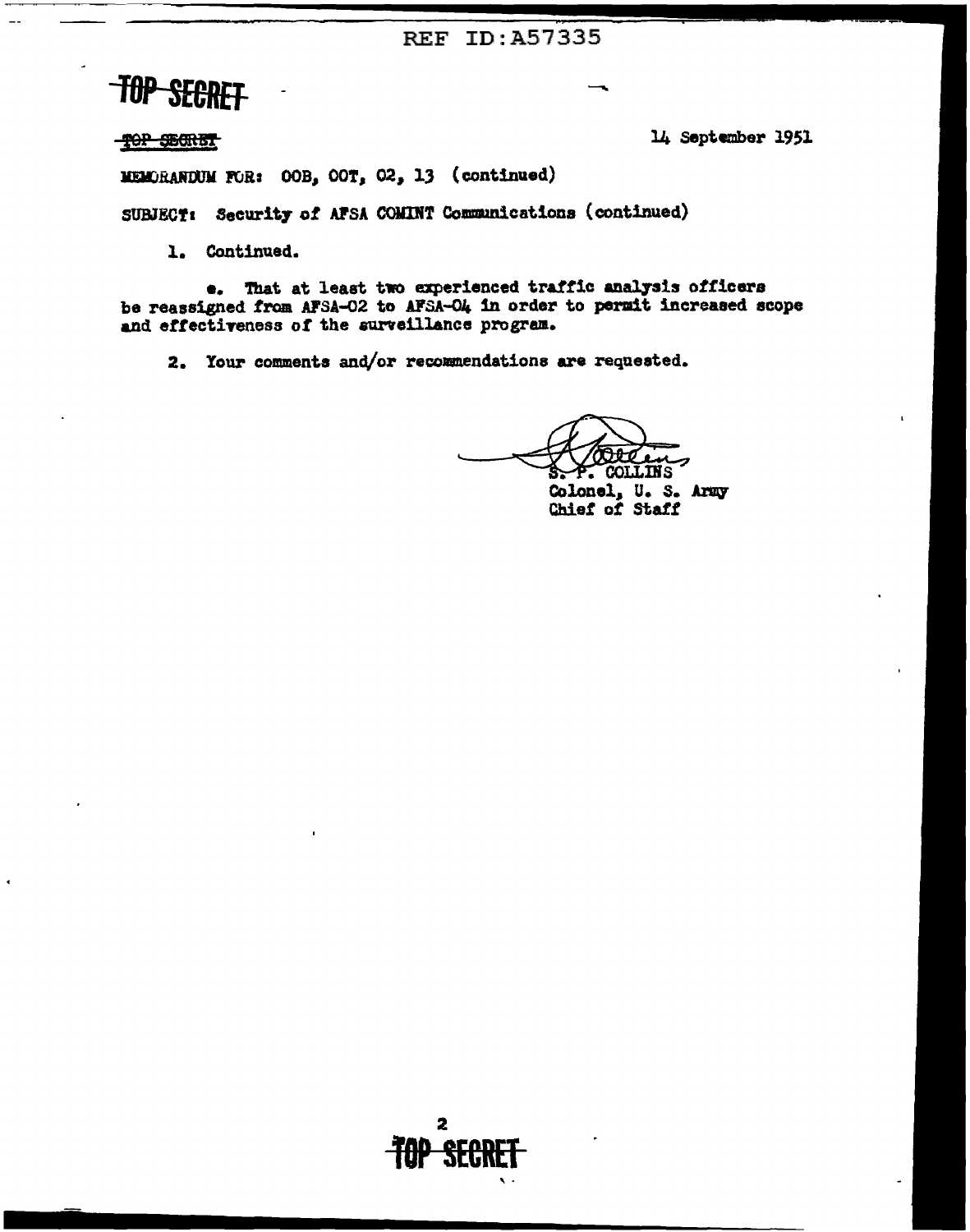REF ID:A57335

**TOP SECRET**

TOP SECRET

14 September 1951

MEMORANDUM FOR: OOB, OOT, 02, 13 (continued)

SUBJECT: Security of AFSA COMINT Communications (continued)

1. Continued.

e. That at least two experienced traffic analysis officers be reassigned from AFSA-02 to AFSA-04 in order to permit increased scope and effectiveness of the surveillance program.

2. Your comments and/or recommendations are requested.

S. P. COLLINS
Colonel, U. S. Army
Chief of Staff

**TOP SECRET**